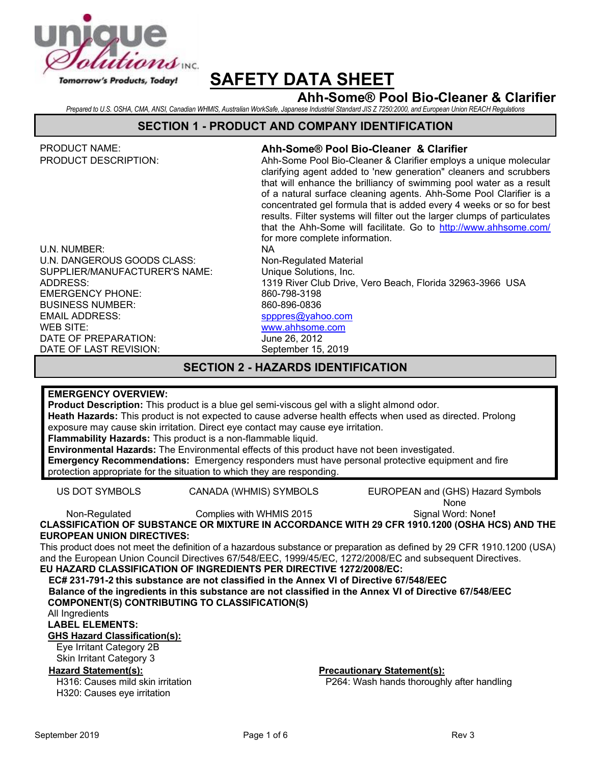unique Solutions INC.

Tomorrow's Products, Today!

# SAFETY DATA SHEET

## Ahh-Some® Pool Bio-Cleaner & Clarifier

*Prepared to U.S. OSHA, CMA, ANSI, Canadian WHMIS, Australian WorkSafe, Japanese Industrial Standard JIS Z 7250:2000, and European Union REACH Regulations*

## SECTION 1 - PRODUCT AND COMPANY IDENTIFICATION

| | |
|---|---|
| PRODUCT NAME: | **Ahh-Some® Pool Bio-Cleaner & Clarifier** |
| PRODUCT DESCRIPTION: | Ahh-Some Pool Bio-Cleaner & Clarifier employs a unique molecular clarifying agent added to 'new generation" cleaners and scrubbers that will enhance the brilliancy of swimming pool water as a result of a natural surface cleaning agents. Ahh-Some Pool Clarifier is a concentrated gel formula that is added every 4 weeks or so for best results. Filter systems will filter out the larger clumps of particulates that the Ahh-Some will facilitate. Go to http://www.ahhsome.com/ for more complete information. |
| U.N. NUMBER: | NA |
| U.N. DANGEROUS GOODS CLASS: | Non-Regulated Material |
| SUPPLIER/MANUFACTURER'S NAME: | Unique Solutions, Inc. |
| ADDRESS: | 1319 River Club Drive, Vero Beach, Florida 32963-3966 USA |
| EMERGENCY PHONE: | 860-798-3198 |
| BUSINESS NUMBER: | 860-896-0836 |
| EMAIL ADDRESS: | spppres@yahoo.com |
| WEB SITE: | www.ahhsome.com |
| DATE OF PREPARATION: | June 26, 2012 |
| DATE OF LAST REVISION: | September 15, 2019 |

## SECTION 2 - HAZARDS IDENTIFICATION

**EMERGENCY OVERVIEW:**
**Product Description:** This product is a blue gel semi-viscous gel with a slight almond odor.
**Heath Hazards:** This product is not expected to cause adverse health effects when used as directed. Prolong exposure may cause skin irritation. Direct eye contact may cause eye irritation.
**Flammability Hazards:** This product is a non-flammable liquid.
**Environmental Hazards:** The Environmental effects of this product have not been investigated.
**Emergency Recommendations:** Emergency responders must have personal protective equipment and fire protection appropriate for the situation to which they are responding.

| US DOT SYMBOLS | CANADA (WHMIS) SYMBOLS | EUROPEAN and (GHS) Hazard Symbols |
|---|---|---|
| | | None |
| Non-Regulated | Complies with WHMIS 2015 | Signal Word: None! |

**CLASSIFICATION OF SUBSTANCE OR MIXTURE IN ACCORDANCE WITH 29 CFR 1910.1200 (OSHA HCS) AND THE EUROPEAN UNION DIRECTIVES:**
This product does not meet the definition of a hazardous substance or preparation as defined by 29 CFR 1910.1200 (USA) and the European Union Council Directives 67/548/EEC, 1999/45/EC, 1272/2008/EC and subsequent Directives.

**EU HAZARD CLASSIFICATION OF INGREDIENTS PER DIRECTIVE 1272/2008/EC:**

**EC# 231-791-2 this substance are not classified in the Annex VI of Directive 67/548/EEC**
**Balance of the ingredients in this substance are not classified in the Annex VI of Directive 67/548/EEC**

**COMPONENT(S) CONTRIBUTING TO CLASSIFICATION(S)**
All Ingredients

**LABEL ELEMENTS:**

**GHS Hazard Classification(s):**
Eye Irritant Category 2B
Skin Irritant Category 3

**Hazard Statement(s):**
H316: Causes mild skin irritation
H320: Causes eye irritation

**Precautionary Statement(s):**
P264: Wash hands thoroughly after handling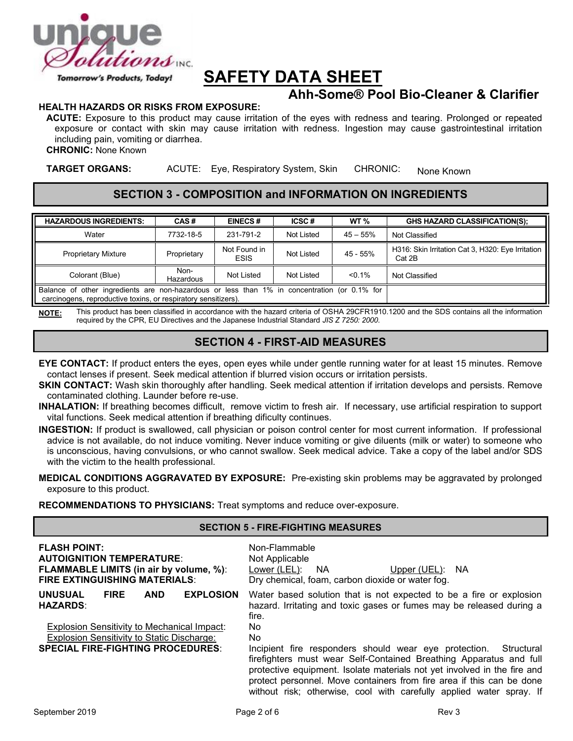# SAFETY DATA SHEET

## Ahh-Some® Pool Bio-Cleaner & Clarifier

**HEALTH HAZARDS OR RISKS FROM EXPOSURE:**

**ACUTE:** Exposure to this product may cause irritation of the eyes with redness and tearing. Prolonged or repeated exposure or contact with skin may cause irritation with redness. Ingestion may cause gastrointestinal irritation including pain, vomiting or diarrhea.

**CHRONIC:** None Known

**TARGET ORGANS:** ACUTE: Eye, Respiratory System, Skin CHRONIC: None Known

## SECTION 3 - COMPOSITION and INFORMATION ON INGREDIENTS

| HAZARDOUS INGREDIENTS: | CAS # | EINECS # | ICSC # | WT % | GHS HAZARD CLASSIFICATION(S); |
|---|---|---|---|---|---|
| Water | 7732-18-5 | 231-791-2 | Not Listed | 45 – 55% | Not Classified |
| Proprietary Mixture | Proprietary | Not Found in ESIS | Not Listed | 45 - 55% | H316: Skin Irritation Cat 3, H320: Eye Irritation Cat 2B |
| Colorant (Blue) | Non-Hazardous | Not Listed | Not Listed | <0.1% | Not Classified |
| Balance of other ingredients are non-hazardous or less than 1% in concentration (or 0.1% for carcinogens, reproductive toxins, or respiratory sensitizers). | | | | | |

**NOTE:** This product has been classified in accordance with the hazard criteria of OSHA 29CFR1910.1200 and the SDS contains all the information required by the CPR, EU Directives and the Japanese Industrial Standard *JIS Z 7250: 2000.*

## SECTION 4 - FIRST-AID MEASURES

**EYE CONTACT:** If product enters the eyes, open eyes while under gentle running water for at least 15 minutes. Remove contact lenses if present. Seek medical attention if blurred vision occurs or irritation persists.

**SKIN CONTACT:** Wash skin thoroughly after handling. Seek medical attention if irritation develops and persists. Remove contaminated clothing. Launder before re-use.

**INHALATION:** If breathing becomes difficult, remove victim to fresh air. If necessary, use artificial respiration to support vital functions. Seek medical attention if breathing dificulty continues.

**INGESTION:** If product is swallowed, call physician or poison control center for most current information. If professional advice is not available, do not induce vomiting. Never induce vomiting or give diluents (milk or water) to someone who is unconscious, having convulsions, or who cannot swallow. Seek medical advice. Take a copy of the label and/or SDS with the victim to the health professional.

**MEDICAL CONDITIONS AGGRAVATED BY EXPOSURE:** Pre-existing skin problems may be aggravated by prolonged exposure to this product.

**RECOMMENDATIONS TO PHYSICIANS:** Treat symptoms and reduce over-exposure.

## SECTION 5 - FIRE-FIGHTING MEASURES

**FLASH POINT:** Non-Flammable

**AUTOIGNITION TEMPERATURE:** Not Applicable

**FLAMMABLE LIMITS (in air by volume, %):** Lower (LEL): NA Upper (UEL): NA

**FIRE EXTINGUISHING MATERIALS:** Dry chemical, foam, carbon dioxide or water fog.

**UNUSUAL FIRE AND EXPLOSION HAZARDS:** Water based solution that is not expected to be a fire or explosion hazard. Irritating and toxic gases or fumes may be released during a fire.

Explosion Sensitivity to Mechanical Impact: No

Explosion Sensitivity to Static Discharge: No

**SPECIAL FIRE-FIGHTING PROCEDURES:** Incipient fire responders should wear eye protection. Structural firefighters must wear Self-Contained Breathing Apparatus and full protective equipment. Isolate materials not yet involved in the fire and protect personnel. Move containers from fire area if this can be done without risk; otherwise, cool with carefully applied water spray. If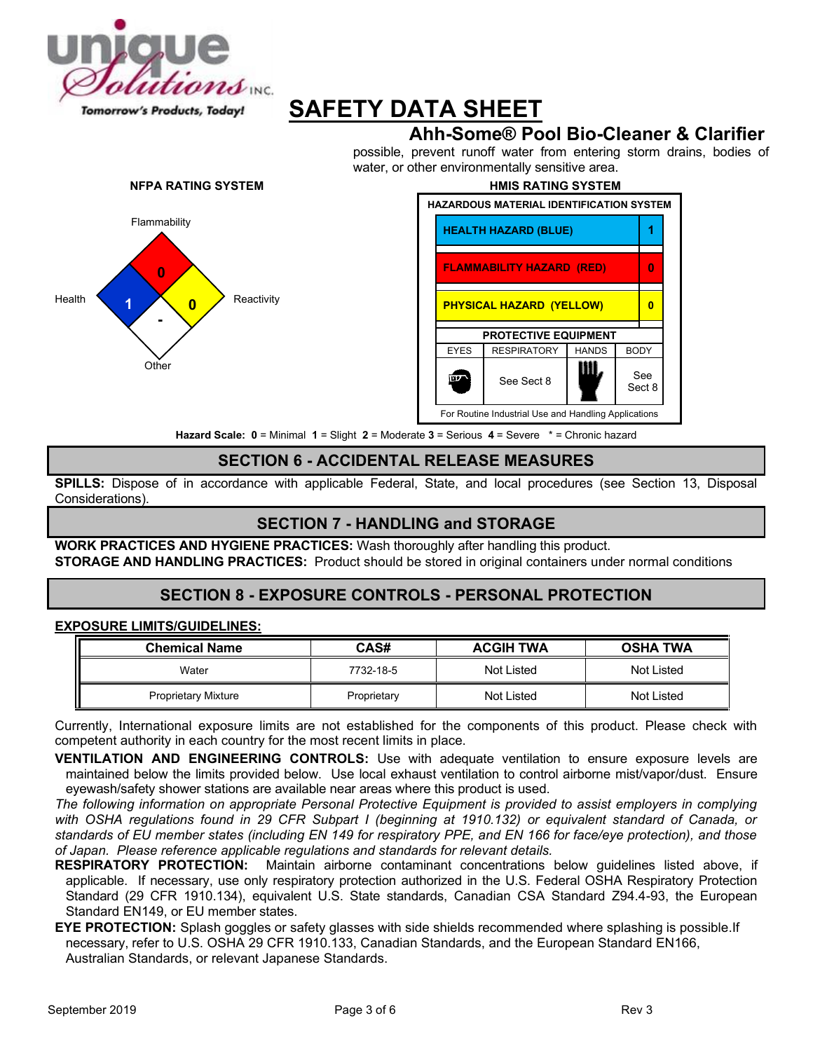# SAFETY DATA SHEET

## Ahh-Some® Pool Bio-Cleaner & Clarifier

possible, prevent runoff water from entering storm drains, bodies of water, or other environmentally sensitive area.

**NFPA RATING SYSTEM**

Flammability: 0
Health: 1
Reactivity: 0
Other: -

**HMIS RATING SYSTEM**

| HAZARDOUS MATERIAL IDENTIFICATION SYSTEM | |
|---|---|
| HEALTH HAZARD (BLUE) | 1 |
| FLAMMABILITY HAZARD (RED) | 0 |
| PHYSICAL HAZARD (YELLOW) | 0 |

| PROTECTIVE EQUIPMENT | | | |
|---|---|---|---|
| EYES | RESPIRATORY | HANDS | BODY |
| | See Sect 8 | | See Sect 8 |

For Routine Industrial Use and Handling Applications

**Hazard Scale:** **0** = Minimal **1** = Slight **2** = Moderate **3** = Serious **4** = Severe * = Chronic hazard

## SECTION 6 - ACCIDENTAL RELEASE MEASURES

**SPILLS:** Dispose of in accordance with applicable Federal, State, and local procedures (see Section 13, Disposal Considerations).

## SECTION 7 - HANDLING and STORAGE

**WORK PRACTICES AND HYGIENE PRACTICES:** Wash thoroughly after handling this product.
**STORAGE AND HANDLING PRACTICES:** Product should be stored in original containers under normal conditions

## SECTION 8 - EXPOSURE CONTROLS - PERSONAL PROTECTION

**EXPOSURE LIMITS/GUIDELINES:**

| Chemical Name | CAS# | ACGIH TWA | OSHA TWA |
|---|---|---|---|
| Water | 7732-18-5 | Not Listed | Not Listed |
| Proprietary Mixture | Proprietary | Not Listed | Not Listed |

Currently, International exposure limits are not established for the components of this product. Please check with competent authority in each country for the most recent limits in place.

**VENTILATION AND ENGINEERING CONTROLS:** Use with adequate ventilation to ensure exposure levels are maintained below the limits provided below. Use local exhaust ventilation to control airborne mist/vapor/dust. Ensure eyewash/safety shower stations are available near areas where this product is used.

*The following information on appropriate Personal Protective Equipment is provided to assist employers in complying with OSHA regulations found in 29 CFR Subpart I (beginning at 1910.132) or equivalent standard of Canada, or standards of EU member states (including EN 149 for respiratory PPE, and EN 166 for face/eye protection), and those of Japan. Please reference applicable regulations and standards for relevant details.*

**RESPIRATORY PROTECTION:** Maintain airborne contaminant concentrations below guidelines listed above, if applicable. If necessary, use only respiratory protection authorized in the U.S. Federal OSHA Respiratory Protection Standard (29 CFR 1910.134), equivalent U.S. State standards, Canadian CSA Standard Z94.4-93, the European Standard EN149, or EU member states.

**EYE PROTECTION:** Splash goggles or safety glasses with side shields recommended where splashing is possible.If necessary, refer to U.S. OSHA 29 CFR 1910.133, Canadian Standards, and the European Standard EN166, Australian Standards, or relevant Japanese Standards.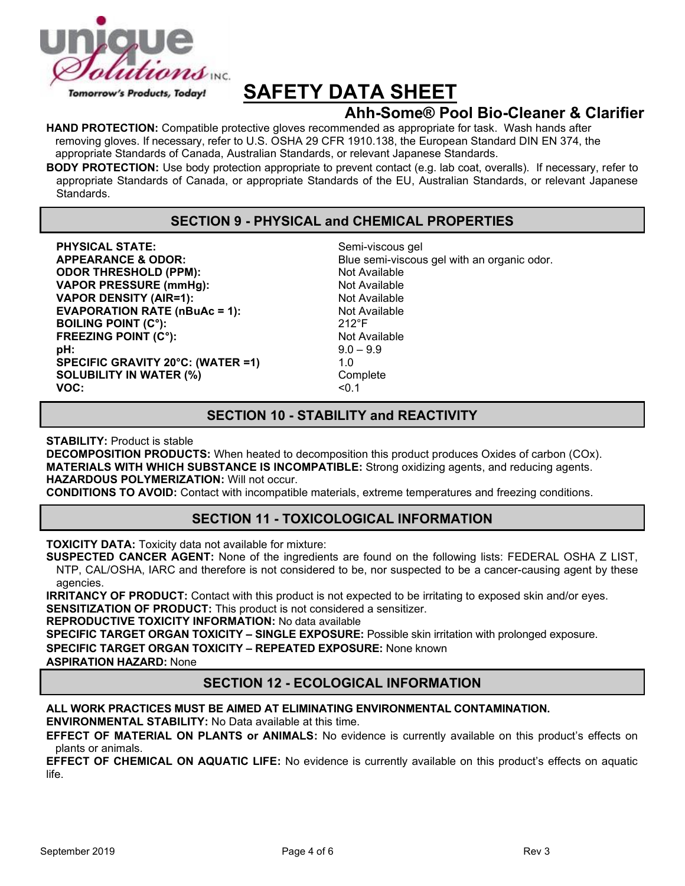# SAFETY DATA SHEET

## Ahh-Some® Pool Bio-Cleaner & Clarifier

**HAND PROTECTION:** Compatible protective gloves recommended as appropriate for task. Wash hands after removing gloves. If necessary, refer to U.S. OSHA 29 CFR 1910.138, the European Standard DIN EN 374, the appropriate Standards of Canada, Australian Standards, or relevant Japanese Standards.

**BODY PROTECTION:** Use body protection appropriate to prevent contact (e.g. lab coat, overalls). If necessary, refer to appropriate Standards of Canada, or appropriate Standards of the EU, Australian Standards, or relevant Japanese Standards.

## SECTION 9 - PHYSICAL and CHEMICAL PROPERTIES

| | |
|---|---|
| **PHYSICAL STATE:** | Semi-viscous gel |
| **APPEARANCE & ODOR:** | Blue semi-viscous gel with an organic odor. |
| **ODOR THRESHOLD (PPM):** | Not Available |
| **VAPOR PRESSURE (mmHg):** | Not Available |
| **VAPOR DENSITY (AIR=1):** | Not Available |
| **EVAPORATION RATE (nBuAc = 1):** | Not Available |
| **BOILING POINT (C°):** | 212°F |
| **FREEZING POINT (C°):** | Not Available |
| **pH:** | 9.0 – 9.9 |
| **SPECIFIC GRAVITY 20°C: (WATER =1)** | 1.0 |
| **SOLUBILITY IN WATER (%)** | Complete |
| **VOC:** | <0.1 |

## SECTION 10 - STABILITY and REACTIVITY

**STABILITY:** Product is stable

**DECOMPOSITION PRODUCTS:** When heated to decomposition this product produces Oxides of carbon (COx).

**MATERIALS WITH WHICH SUBSTANCE IS INCOMPATIBLE:** Strong oxidizing agents, and reducing agents.

**HAZARDOUS POLYMERIZATION:** Will not occur.

**CONDITIONS TO AVOID:** Contact with incompatible materials, extreme temperatures and freezing conditions.

## SECTION 11 - TOXICOLOGICAL INFORMATION

**TOXICITY DATA:** Toxicity data not available for mixture:

**SUSPECTED CANCER AGENT:** None of the ingredients are found on the following lists: FEDERAL OSHA Z LIST, NTP, CAL/OSHA, IARC and therefore is not considered to be, nor suspected to be a cancer-causing agent by these agencies.

**IRRITANCY OF PRODUCT:** Contact with this product is not expected to be irritating to exposed skin and/or eyes.

**SENSITIZATION OF PRODUCT:** This product is not considered a sensitizer.

**REPRODUCTIVE TOXICITY INFORMATION:** No data available

**SPECIFIC TARGET ORGAN TOXICITY – SINGLE EXPOSURE:** Possible skin irritation with prolonged exposure.

**SPECIFIC TARGET ORGAN TOXICITY – REPEATED EXPOSURE:** None known

**ASPIRATION HAZARD:** None

## SECTION 12 - ECOLOGICAL INFORMATION

**ALL WORK PRACTICES MUST BE AIMED AT ELIMINATING ENVIRONMENTAL CONTAMINATION.**

**ENVIRONMENTAL STABILITY:** No Data available at this time.

**EFFECT OF MATERIAL ON PLANTS or ANIMALS:** No evidence is currently available on this product's effects on plants or animals.

**EFFECT OF CHEMICAL ON AQUATIC LIFE:** No evidence is currently available on this product's effects on aquatic life.

September 2019 Rev 3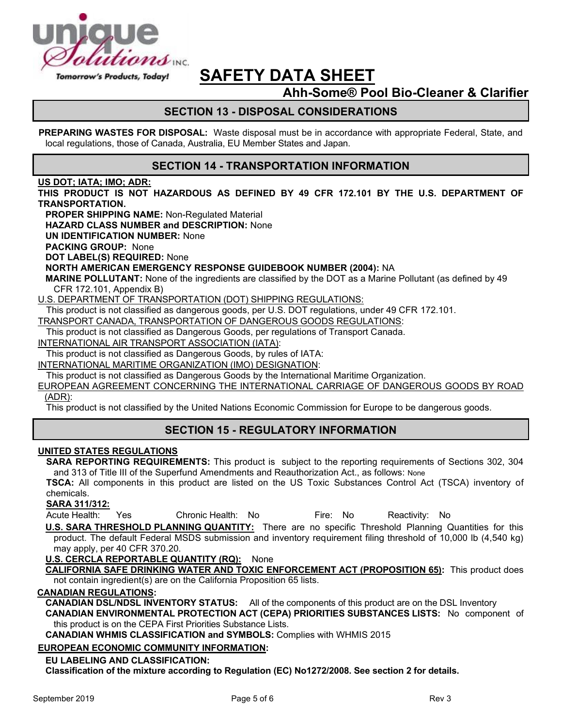## SECTION 13 - DISPOSAL CONSIDERATIONS

**PREPARING WASTES FOR DISPOSAL:** Waste disposal must be in accordance with appropriate Federal, State, and local regulations, those of Canada, Australia, EU Member States and Japan.

## SECTION 14 - TRANSPORTATION INFORMATION

**US DOT; IATA; IMO; ADR:**

**THIS PRODUCT IS NOT HAZARDOUS AS DEFINED BY 49 CFR 172.101 BY THE U.S. DEPARTMENT OF TRANSPORTATION.**

**PROPER SHIPPING NAME:** Non-Regulated Material
**HAZARD CLASS NUMBER and DESCRIPTION:** None
**UN IDENTIFICATION NUMBER:** None
**PACKING GROUP:** None
**DOT LABEL(S) REQUIRED:** None
**NORTH AMERICAN EMERGENCY RESPONSE GUIDEBOOK NUMBER (2004):** NA
**MARINE POLLUTANT:** None of the ingredients are classified by the DOT as a Marine Pollutant (as defined by 49 CFR 172.101, Appendix B)

U.S. DEPARTMENT OF TRANSPORTATION (DOT) SHIPPING REGULATIONS:
This product is not classified as dangerous goods, per U.S. DOT regulations, under 49 CFR 172.101.

TRANSPORT CANADA, TRANSPORTATION OF DANGEROUS GOODS REGULATIONS:
This product is not classified as Dangerous Goods, per regulations of Transport Canada.

INTERNATIONAL AIR TRANSPORT ASSOCIATION (IATA):
This product is not classified as Dangerous Goods, by rules of IATA:

INTERNATIONAL MARITIME ORGANIZATION (IMO) DESIGNATION:
This product is not classified as Dangerous Goods by the International Maritime Organization.

EUROPEAN AGREEMENT CONCERNING THE INTERNATIONAL CARRIAGE OF DANGEROUS GOODS BY ROAD (ADR):
This product is not classified by the United Nations Economic Commission for Europe to be dangerous goods.

## SECTION 15 - REGULATORY INFORMATION

**UNITED STATES REGULATIONS**

**SARA REPORTING REQUIREMENTS:** This product is subject to the reporting requirements of Sections 302, 304 and 313 of Title III of the Superfund Amendments and Reauthorization Act., as follows: None

**TSCA:** All components in this product are listed on the US Toxic Substances Control Act (TSCA) inventory of chemicals.

**SARA 311/312:**
Acute Health: Yes  Chronic Health: No  Fire: No  Reactivity: No

**U.S. SARA THRESHOLD PLANNING QUANTITY:** There are no specific Threshold Planning Quantities for this product. The default Federal MSDS submission and inventory requirement filing threshold of 10,000 lb (4,540 kg) may apply, per 40 CFR 370.20.

**U.S. CERCLA REPORTABLE QUANTITY (RQ):** None

**CALIFORNIA SAFE DRINKING WATER AND TOXIC ENFORCEMENT ACT (PROPOSITION 65):** This product does not contain ingredient(s) are on the California Proposition 65 lists.

**CANADIAN REGULATIONS:**

**CANADIAN DSL/NDSL INVENTORY STATUS:** All of the components of this product are on the DSL Inventory

**CANADIAN ENVIRONMENTAL PROTECTION ACT (CEPA) PRIORITIES SUBSTANCES LISTS:** No component of this product is on the CEPA First Priorities Substance Lists.

**CANADIAN WHMIS CLASSIFICATION and SYMBOLS:** Complies with WHMIS 2015

**EUROPEAN ECONOMIC COMMUNITY INFORMATION:**

**EU LABELING AND CLASSIFICATION:**

**Classification of the mixture according to Regulation (EC) No1272/2008. See section 2 for details.**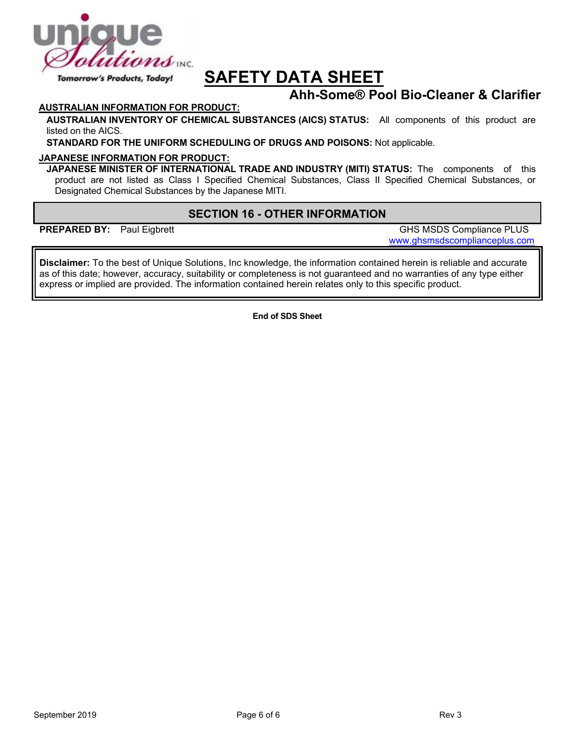# SAFETY DATA SHEET

## Ahh-Some® Pool Bio-Cleaner & Clarifier

**AUSTRALIAN INFORMATION FOR PRODUCT:**

**AUSTRALIAN INVENTORY OF CHEMICAL SUBSTANCES (AICS) STATUS:** All components of this product are listed on the AICS.

**STANDARD FOR THE UNIFORM SCHEDULING OF DRUGS AND POISONS:** Not applicable.

**JAPANESE INFORMATION FOR PRODUCT:**

**JAPANESE MINISTER OF INTERNATIONAL TRADE AND INDUSTRY (MITI) STATUS:** The components of this product are not listed as Class I Specified Chemical Substances, Class II Specified Chemical Substances, or Designated Chemical Substances by the Japanese MITI.

## SECTION 16 - OTHER INFORMATION

**PREPARED BY:** Paul Eigbrett

GHS MSDS Compliance PLUS
www.ghsmsdscomplianceplus.com

**Disclaimer:** To the best of Unique Solutions, Inc knowledge, the information contained herein is reliable and accurate as of this date; however, accuracy, suitability or completeness is not guaranteed and no warranties of any type either express or implied are provided. The information contained herein relates only to this specific product.

**End of SDS Sheet**